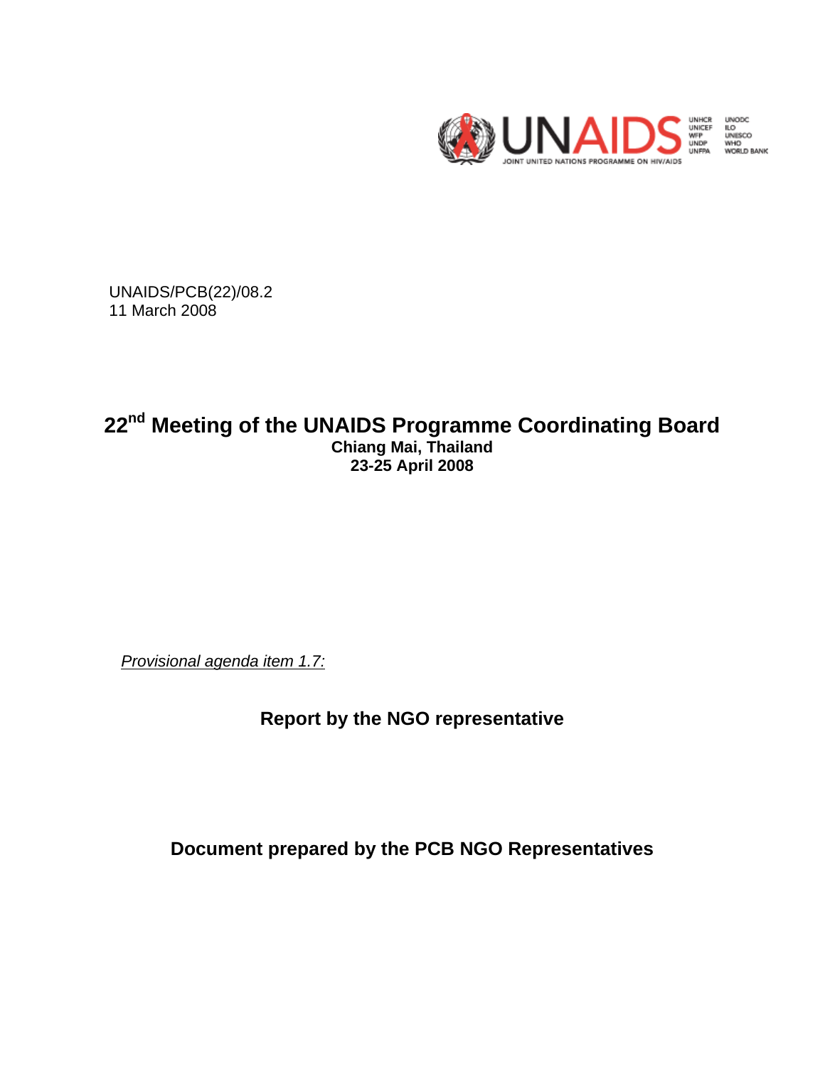UNAIDS/PCB(22)/08.2
11 March 2008

# 22nd Meeting of the UNAIDS Programme Coordinating Board

**Chiang Mai, Thailand**
**23-25 April 2008**

*Provisional agenda item 1.7:*

## Report by the NGO representative

**Document prepared by the PCB NGO Representatives**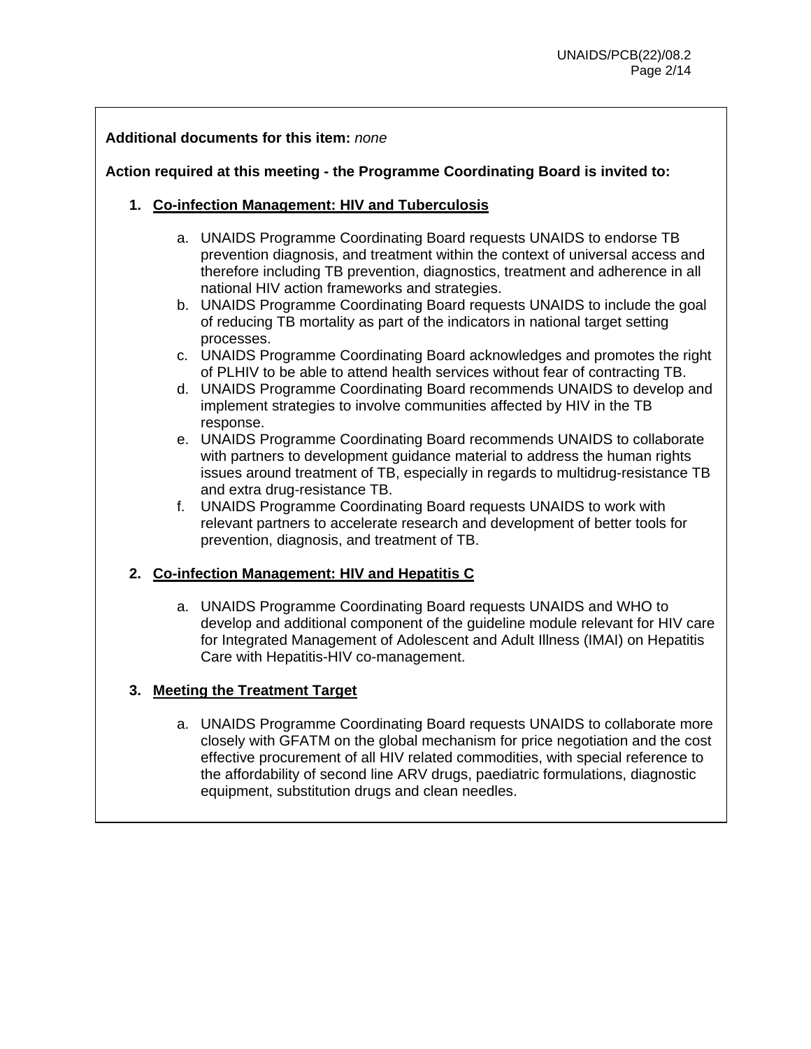**Additional documents for this item:** *none*

**Action required at this meeting - the Programme Coordinating Board is invited to:**

1. **Co-infection Management: HIV and Tuberculosis**

    a. UNAIDS Programme Coordinating Board requests UNAIDS to endorse TB prevention diagnosis, and treatment within the context of universal access and therefore including TB prevention, diagnostics, treatment and adherence in all national HIV action frameworks and strategies.
    b. UNAIDS Programme Coordinating Board requests UNAIDS to include the goal of reducing TB mortality as part of the indicators in national target setting processes.
    c. UNAIDS Programme Coordinating Board acknowledges and promotes the right of PLHIV to be able to attend health services without fear of contracting TB.
    d. UNAIDS Programme Coordinating Board recommends UNAIDS to develop and implement strategies to involve communities affected by HIV in the TB response.
    e. UNAIDS Programme Coordinating Board recommends UNAIDS to collaborate with partners to development guidance material to address the human rights issues around treatment of TB, especially in regards to multidrug-resistance TB and extra drug-resistance TB.
    f. UNAIDS Programme Coordinating Board requests UNAIDS to work with relevant partners to accelerate research and development of better tools for prevention, diagnosis, and treatment of TB.

2. **Co-infection Management: HIV and Hepatitis C**

    a. UNAIDS Programme Coordinating Board requests UNAIDS and WHO to develop and additional component of the guideline module relevant for HIV care for Integrated Management of Adolescent and Adult Illness (IMAI) on Hepatitis Care with Hepatitis-HIV co-management.

3. **Meeting the Treatment Target**

    a. UNAIDS Programme Coordinating Board requests UNAIDS to collaborate more closely with GFATM on the global mechanism for price negotiation and the cost effective procurement of all HIV related commodities, with special reference to the affordability of second line ARV drugs, paediatric formulations, diagnostic equipment, substitution drugs and clean needles.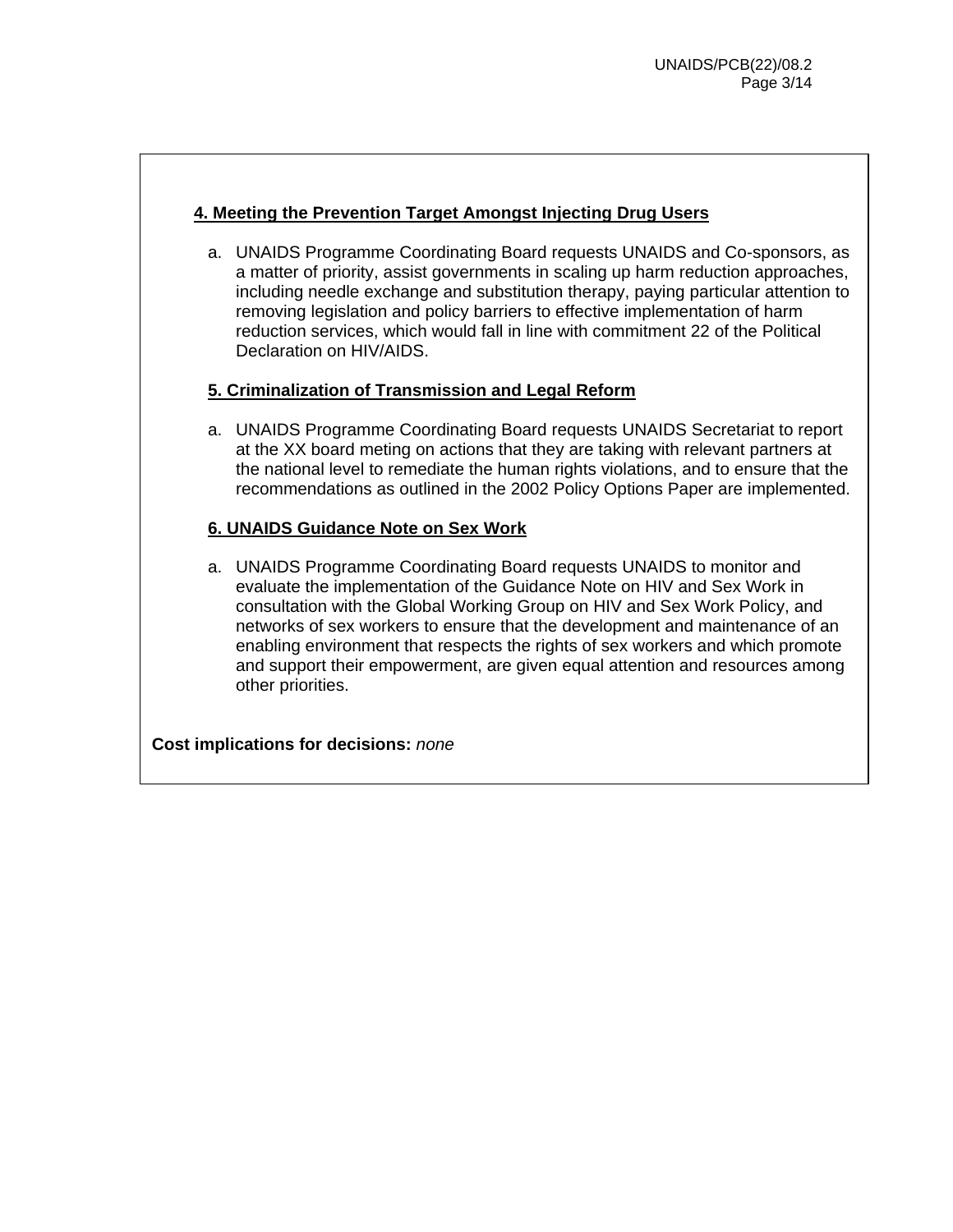**4. Meeting the Prevention Target Amongst Injecting Drug Users**

a. UNAIDS Programme Coordinating Board requests UNAIDS and Co-sponsors, as a matter of priority, assist governments in scaling up harm reduction approaches, including needle exchange and substitution therapy, paying particular attention to removing legislation and policy barriers to effective implementation of harm reduction services, which would fall in line with commitment 22 of the Political Declaration on HIV/AIDS.

**5. Criminalization of Transmission and Legal Reform**

a. UNAIDS Programme Coordinating Board requests UNAIDS Secretariat to report at the XX board meting on actions that they are taking with relevant partners at the national level to remediate the human rights violations, and to ensure that the recommendations as outlined in the 2002 Policy Options Paper are implemented.

**6. UNAIDS Guidance Note on Sex Work**

a. UNAIDS Programme Coordinating Board requests UNAIDS to monitor and evaluate the implementation of the Guidance Note on HIV and Sex Work in consultation with the Global Working Group on HIV and Sex Work Policy, and networks of sex workers to ensure that the development and maintenance of an enabling environment that respects the rights of sex workers and which promote and support their empowerment, are given equal attention and resources among other priorities.

**Cost implications for decisions:** *none*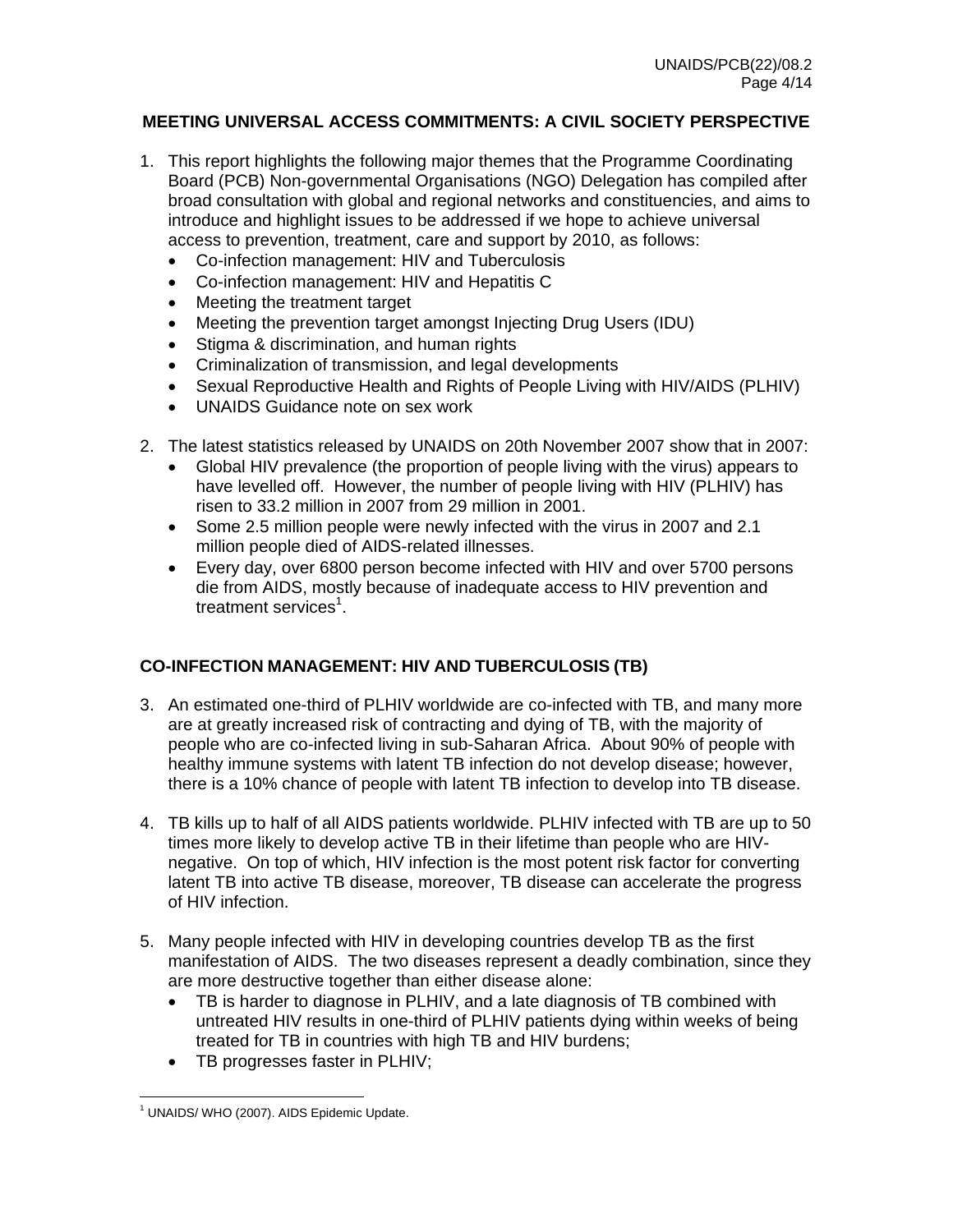## MEETING UNIVERSAL ACCESS COMMITMENTS: A CIVIL SOCIETY PERSPECTIVE

1. This report highlights the following major themes that the Programme Coordinating Board (PCB) Non-governmental Organisations (NGO) Delegation has compiled after broad consultation with global and regional networks and constituencies, and aims to introduce and highlight issues to be addressed if we hope to achieve universal access to prevention, treatment, care and support by 2010, as follows:
   - Co-infection management: HIV and Tuberculosis
   - Co-infection management: HIV and Hepatitis C
   - Meeting the treatment target
   - Meeting the prevention target amongst Injecting Drug Users (IDU)
   - Stigma & discrimination, and human rights
   - Criminalization of transmission, and legal developments
   - Sexual Reproductive Health and Rights of People Living with HIV/AIDS (PLHIV)
   - UNAIDS Guidance note on sex work

2. The latest statistics released by UNAIDS on 20th November 2007 show that in 2007:
   - Global HIV prevalence (the proportion of people living with the virus) appears to have levelled off. However, the number of people living with HIV (PLHIV) has risen to 33.2 million in 2007 from 29 million in 2001.
   - Some 2.5 million people were newly infected with the virus in 2007 and 2.1 million people died of AIDS-related illnesses.
   - Every day, over 6800 person become infected with HIV and over 5700 persons die from AIDS, mostly because of inadequate access to HIV prevention and treatment services[1].

## CO-INFECTION MANAGEMENT: HIV AND TUBERCULOSIS (TB)

3. An estimated one-third of PLHIV worldwide are co-infected with TB, and many more are at greatly increased risk of contracting and dying of TB, with the majority of people who are co-infected living in sub-Saharan Africa. About 90% of people with healthy immune systems with latent TB infection do not develop disease; however, there is a 10% chance of people with latent TB infection to develop into TB disease.

4. TB kills up to half of all AIDS patients worldwide. PLHIV infected with TB are up to 50 times more likely to develop active TB in their lifetime than people who are HIV-negative. On top of which, HIV infection is the most potent risk factor for converting latent TB into active TB disease, moreover, TB disease can accelerate the progress of HIV infection.

5. Many people infected with HIV in developing countries develop TB as the first manifestation of AIDS. The two diseases represent a deadly combination, since they are more destructive together than either disease alone:
   - TB is harder to diagnose in PLHIV, and a late diagnosis of TB combined with untreated HIV results in one-third of PLHIV patients dying within weeks of being treated for TB in countries with high TB and HIV burdens;
   - TB progresses faster in PLHIV;

---

[1] UNAIDS/ WHO (2007). AIDS Epidemic Update.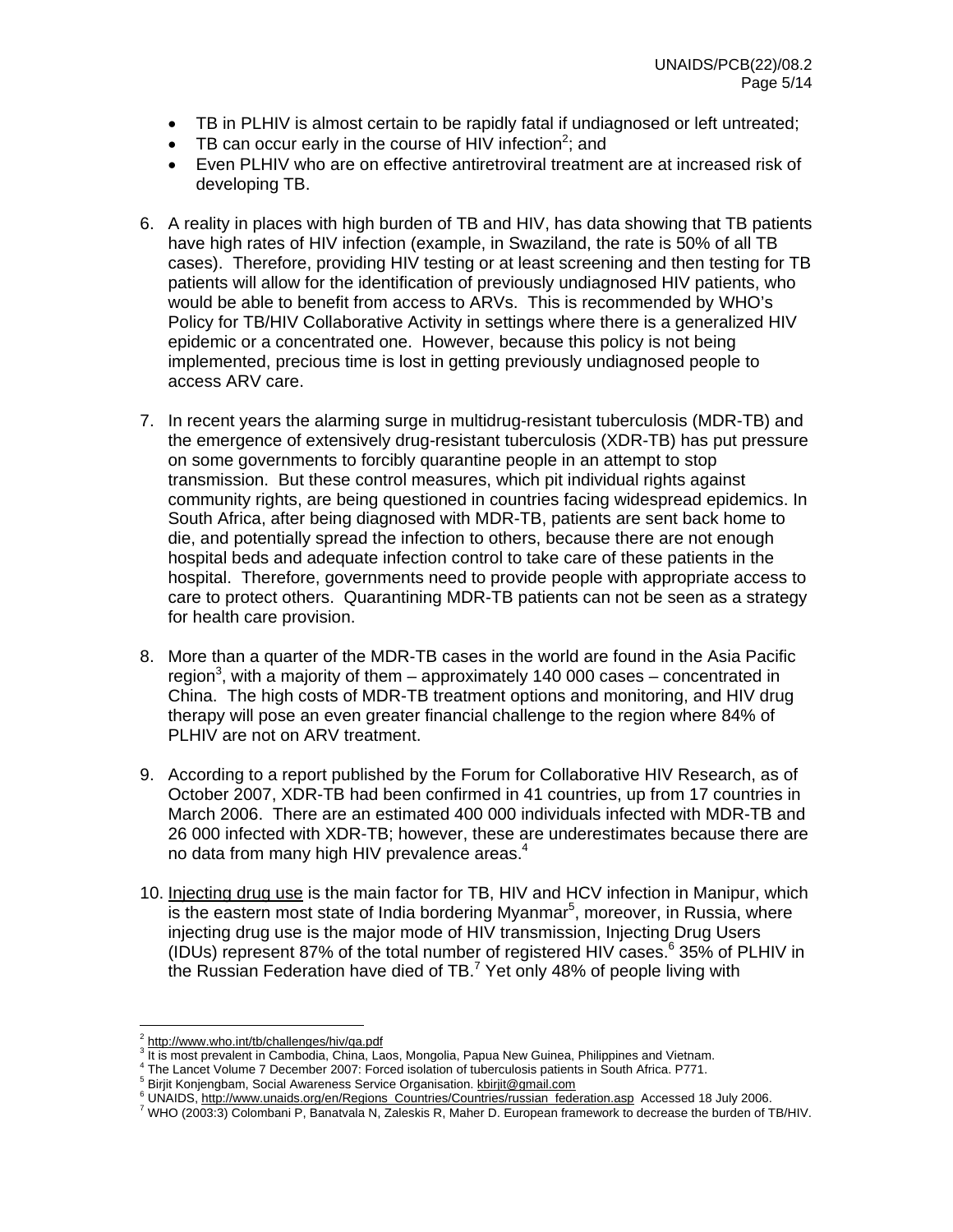- TB in PLHIV is almost certain to be rapidly fatal if undiagnosed or left untreated;
- TB can occur early in the course of HIV infection[2]; and
- Even PLHIV who are on effective antiretroviral treatment are at increased risk of developing TB.

6. A reality in places with high burden of TB and HIV, has data showing that TB patients have high rates of HIV infection (example, in Swaziland, the rate is 50% of all TB cases). Therefore, providing HIV testing or at least screening and then testing for TB patients will allow for the identification of previously undiagnosed HIV patients, who would be able to benefit from access to ARVs. This is recommended by WHO's Policy for TB/HIV Collaborative Activity in settings where there is a generalized HIV epidemic or a concentrated one. However, because this policy is not being implemented, precious time is lost in getting previously undiagnosed people to access ARV care.

7. In recent years the alarming surge in multidrug-resistant tuberculosis (MDR-TB) and the emergence of extensively drug-resistant tuberculosis (XDR-TB) has put pressure on some governments to forcibly quarantine people in an attempt to stop transmission. But these control measures, which pit individual rights against community rights, are being questioned in countries facing widespread epidemics. In South Africa, after being diagnosed with MDR-TB, patients are sent back home to die, and potentially spread the infection to others, because there are not enough hospital beds and adequate infection control to take care of these patients in the hospital. Therefore, governments need to provide people with appropriate access to care to protect others. Quarantining MDR-TB patients can not be seen as a strategy for health care provision.

8. More than a quarter of the MDR-TB cases in the world are found in the Asia Pacific region[3], with a majority of them – approximately 140 000 cases – concentrated in China. The high costs of MDR-TB treatment options and monitoring, and HIV drug therapy will pose an even greater financial challenge to the region where 84% of PLHIV are not on ARV treatment.

9. According to a report published by the Forum for Collaborative HIV Research, as of October 2007, XDR-TB had been confirmed in 41 countries, up from 17 countries in March 2006. There are an estimated 400 000 individuals infected with MDR-TB and 26 000 infected with XDR-TB; however, these are underestimates because there are no data from many high HIV prevalence areas.[4]

10. Injecting drug use is the main factor for TB, HIV and HCV infection in Manipur, which is the eastern most state of India bordering Myanmar[5], moreover, in Russia, where injecting drug use is the major mode of HIV transmission, Injecting Drug Users (IDUs) represent 87% of the total number of registered HIV cases.[6] 35% of PLHIV in the Russian Federation have died of TB.[7] Yet only 48% of people living with

---

[2] http://www.who.int/tb/challenges/hiv/qa.pdf
[3] It is most prevalent in Cambodia, China, Laos, Mongolia, Papua New Guinea, Philippines and Vietnam.
[4] The Lancet Volume 7 December 2007: Forced isolation of tuberculosis patients in South Africa. P771.
[5] Birjit Konjengbam, Social Awareness Service Organisation. kbirjit@gmail.com
[6] UNAIDS, http://www.unaids.org/en/Regions_Countries/Countries/russian_federation.asp Accessed 18 July 2006.
[7] WHO (2003:3) Colombani P, Banatvala N, Zaleskis R, Maher D. European framework to decrease the burden of TB/HIV.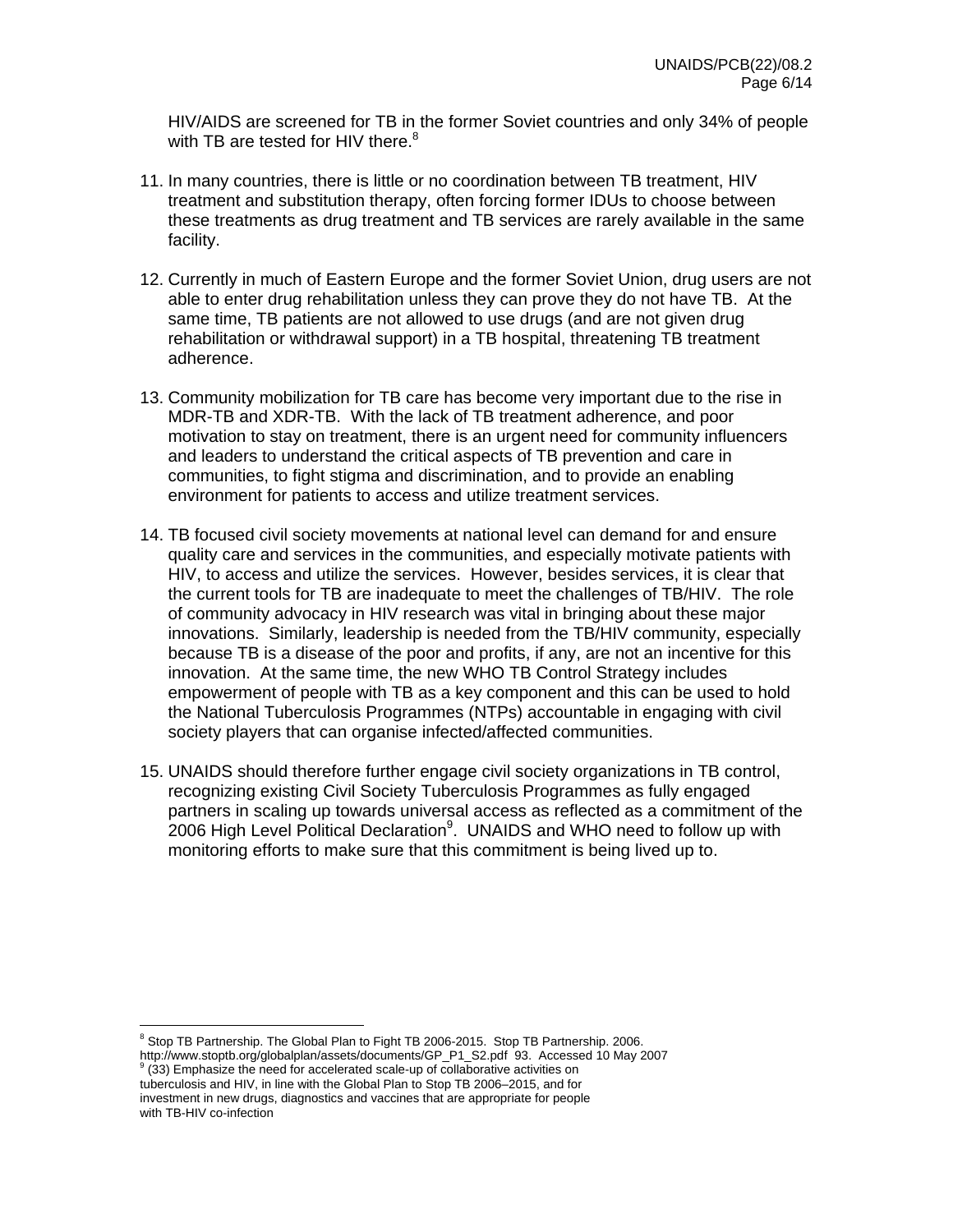HIV/AIDS are screened for TB in the former Soviet countries and only 34% of people with TB are tested for HIV there.[8]

11. In many countries, there is little or no coordination between TB treatment, HIV treatment and substitution therapy, often forcing former IDUs to choose between these treatments as drug treatment and TB services are rarely available in the same facility.

12. Currently in much of Eastern Europe and the former Soviet Union, drug users are not able to enter drug rehabilitation unless they can prove they do not have TB. At the same time, TB patients are not allowed to use drugs (and are not given drug rehabilitation or withdrawal support) in a TB hospital, threatening TB treatment adherence.

13. Community mobilization for TB care has become very important due to the rise in MDR-TB and XDR-TB. With the lack of TB treatment adherence, and poor motivation to stay on treatment, there is an urgent need for community influencers and leaders to understand the critical aspects of TB prevention and care in communities, to fight stigma and discrimination, and to provide an enabling environment for patients to access and utilize treatment services.

14. TB focused civil society movements at national level can demand for and ensure quality care and services in the communities, and especially motivate patients with HIV, to access and utilize the services. However, besides services, it is clear that the current tools for TB are inadequate to meet the challenges of TB/HIV. The role of community advocacy in HIV research was vital in bringing about these major innovations. Similarly, leadership is needed from the TB/HIV community, especially because TB is a disease of the poor and profits, if any, are not an incentive for this innovation. At the same time, the new WHO TB Control Strategy includes empowerment of people with TB as a key component and this can be used to hold the National Tuberculosis Programmes (NTPs) accountable in engaging with civil society players that can organise infected/affected communities.

15. UNAIDS should therefore further engage civil society organizations in TB control, recognizing existing Civil Society Tuberculosis Programmes as fully engaged partners in scaling up towards universal access as reflected as a commitment of the 2006 High Level Political Declaration[9]. UNAIDS and WHO need to follow up with monitoring efforts to make sure that this commitment is being lived up to.

---

[8] Stop TB Partnership. The Global Plan to Fight TB 2006-2015. Stop TB Partnership. 2006. http://www.stoptb.org/globalplan/assets/documents/GP_P1_S2.pdf 93. Accessed 10 May 2007

[9] (33) Emphasize the need for accelerated scale-up of collaborative activities on tuberculosis and HIV, in line with the Global Plan to Stop TB 2006–2015, and for investment in new drugs, diagnostics and vaccines that are appropriate for people with TB-HIV co-infection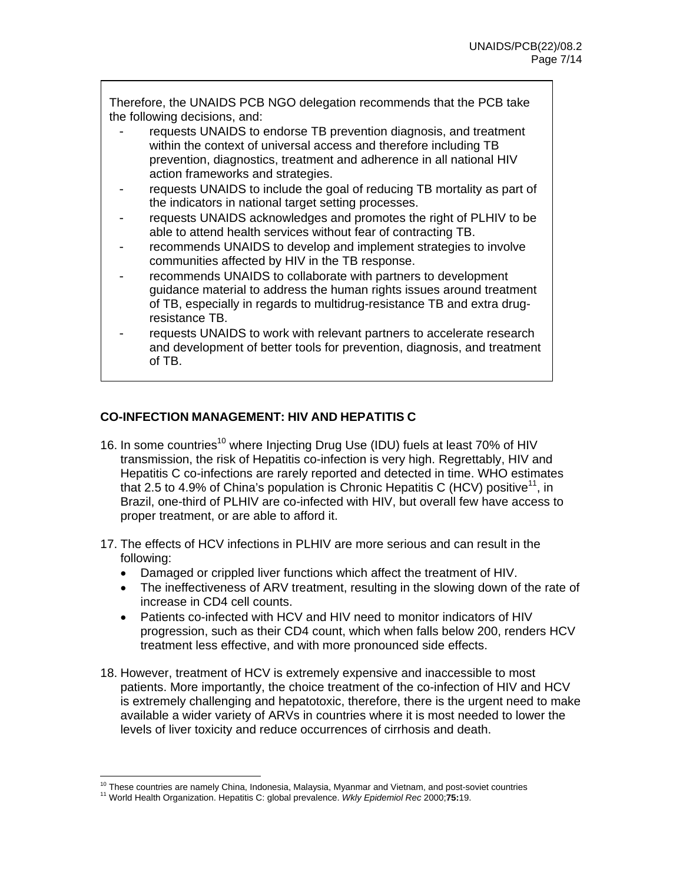Therefore, the UNAIDS PCB NGO delegation recommends that the PCB take the following decisions, and:

- requests UNAIDS to endorse TB prevention diagnosis, and treatment within the context of universal access and therefore including TB prevention, diagnostics, treatment and adherence in all national HIV action frameworks and strategies.
- requests UNAIDS to include the goal of reducing TB mortality as part of the indicators in national target setting processes.
- requests UNAIDS acknowledges and promotes the right of PLHIV to be able to attend health services without fear of contracting TB.
- recommends UNAIDS to develop and implement strategies to involve communities affected by HIV in the TB response.
- recommends UNAIDS to collaborate with partners to development guidance material to address the human rights issues around treatment of TB, especially in regards to multidrug-resistance TB and extra drug-resistance TB.
- requests UNAIDS to work with relevant partners to accelerate research and development of better tools for prevention, diagnosis, and treatment of TB.

**CO-INFECTION MANAGEMENT: HIV AND HEPATITIS C**

16. In some countries[10] where Injecting Drug Use (IDU) fuels at least 70% of HIV transmission, the risk of Hepatitis co-infection is very high. Regrettably, HIV and Hepatitis C co-infections are rarely reported and detected in time. WHO estimates that 2.5 to 4.9% of China's population is Chronic Hepatitis C (HCV) positive[11], in Brazil, one-third of PLHIV are co-infected with HIV, but overall few have access to proper treatment, or are able to afford it.

17. The effects of HCV infections in PLHIV are more serious and can result in the following:
    - Damaged or crippled liver functions which affect the treatment of HIV.
    - The ineffectiveness of ARV treatment, resulting in the slowing down of the rate of increase in CD4 cell counts.
    - Patients co-infected with HCV and HIV need to monitor indicators of HIV progression, such as their CD4 count, which when falls below 200, renders HCV treatment less effective, and with more pronounced side effects.

18. However, treatment of HCV is extremely expensive and inaccessible to most patients. More importantly, the choice treatment of the co-infection of HIV and HCV is extremely challenging and hepatotoxic, therefore, there is the urgent need to make available a wider variety of ARVs in countries where it is most needed to lower the levels of liver toxicity and reduce occurrences of cirrhosis and death.

---

[10] These countries are namely China, Indonesia, Malaysia, Myanmar and Vietnam, and post-soviet countries

[11] World Health Organization. Hepatitis C: global prevalence. *Wkly Epidemiol Rec* 2000;**75:**19.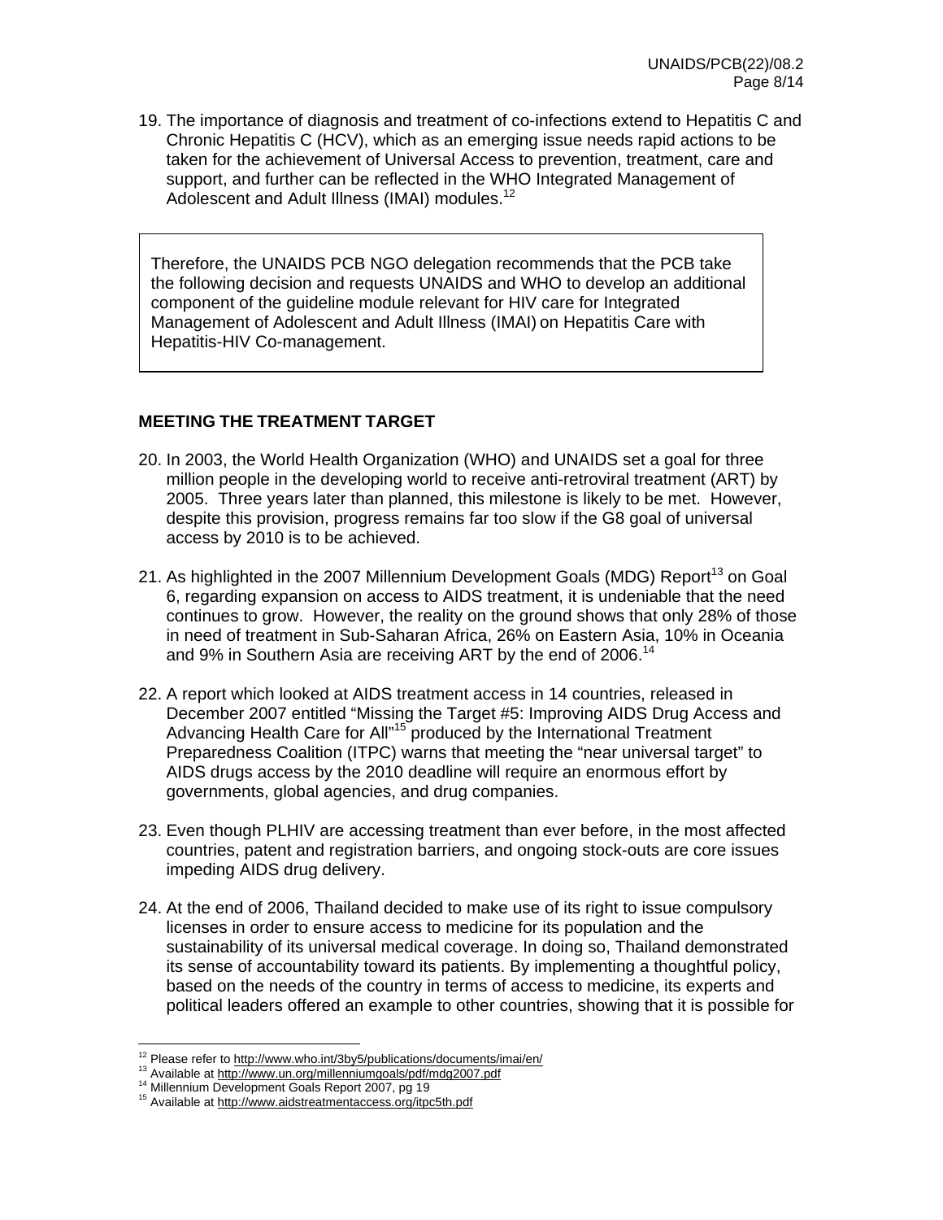19. The importance of diagnosis and treatment of co-infections extend to Hepatitis C and Chronic Hepatitis C (HCV), which as an emerging issue needs rapid actions to be taken for the achievement of Universal Access to prevention, treatment, care and support, and further can be reflected in the WHO Integrated Management of Adolescent and Adult Illness (IMAI) modules.[12]

> Therefore, the UNAIDS PCB NGO delegation recommends that the PCB take the following decision and requests UNAIDS and WHO to develop an additional component of the guideline module relevant for HIV care for Integrated Management of Adolescent and Adult Illness (IMAI) on Hepatitis Care with Hepatitis-HIV Co-management.

**MEETING THE TREATMENT TARGET**

20. In 2003, the World Health Organization (WHO) and UNAIDS set a goal for three million people in the developing world to receive anti-retroviral treatment (ART) by 2005. Three years later than planned, this milestone is likely to be met. However, despite this provision, progress remains far too slow if the G8 goal of universal access by 2010 is to be achieved.

21. As highlighted in the 2007 Millennium Development Goals (MDG) Report[13] on Goal 6, regarding expansion on access to AIDS treatment, it is undeniable that the need continues to grow. However, the reality on the ground shows that only 28% of those in need of treatment in Sub-Saharan Africa, 26% on Eastern Asia, 10% in Oceania and 9% in Southern Asia are receiving ART by the end of 2006.[14]

22. A report which looked at AIDS treatment access in 14 countries, released in December 2007 entitled "Missing the Target #5: Improving AIDS Drug Access and Advancing Health Care for All"[15] produced by the International Treatment Preparedness Coalition (ITPC) warns that meeting the "near universal target" to AIDS drugs access by the 2010 deadline will require an enormous effort by governments, global agencies, and drug companies.

23. Even though PLHIV are accessing treatment than ever before, in the most affected countries, patent and registration barriers, and ongoing stock-outs are core issues impeding AIDS drug delivery.

24. At the end of 2006, Thailand decided to make use of its right to issue compulsory licenses in order to ensure access to medicine for its population and the sustainability of its universal medical coverage. In doing so, Thailand demonstrated its sense of accountability toward its patients. By implementing a thoughtful policy, based on the needs of the country in terms of access to medicine, its experts and political leaders offered an example to other countries, showing that it is possible for

---

[12] Please refer to http://www.who.int/3by5/publications/documents/imai/en/
[13] Available at http://www.un.org/millenniumgoals/pdf/mdg2007.pdf
[14] Millennium Development Goals Report 2007, pg 19
[15] Available at http://www.aidstreatmentaccess.org/itpc5th.pdf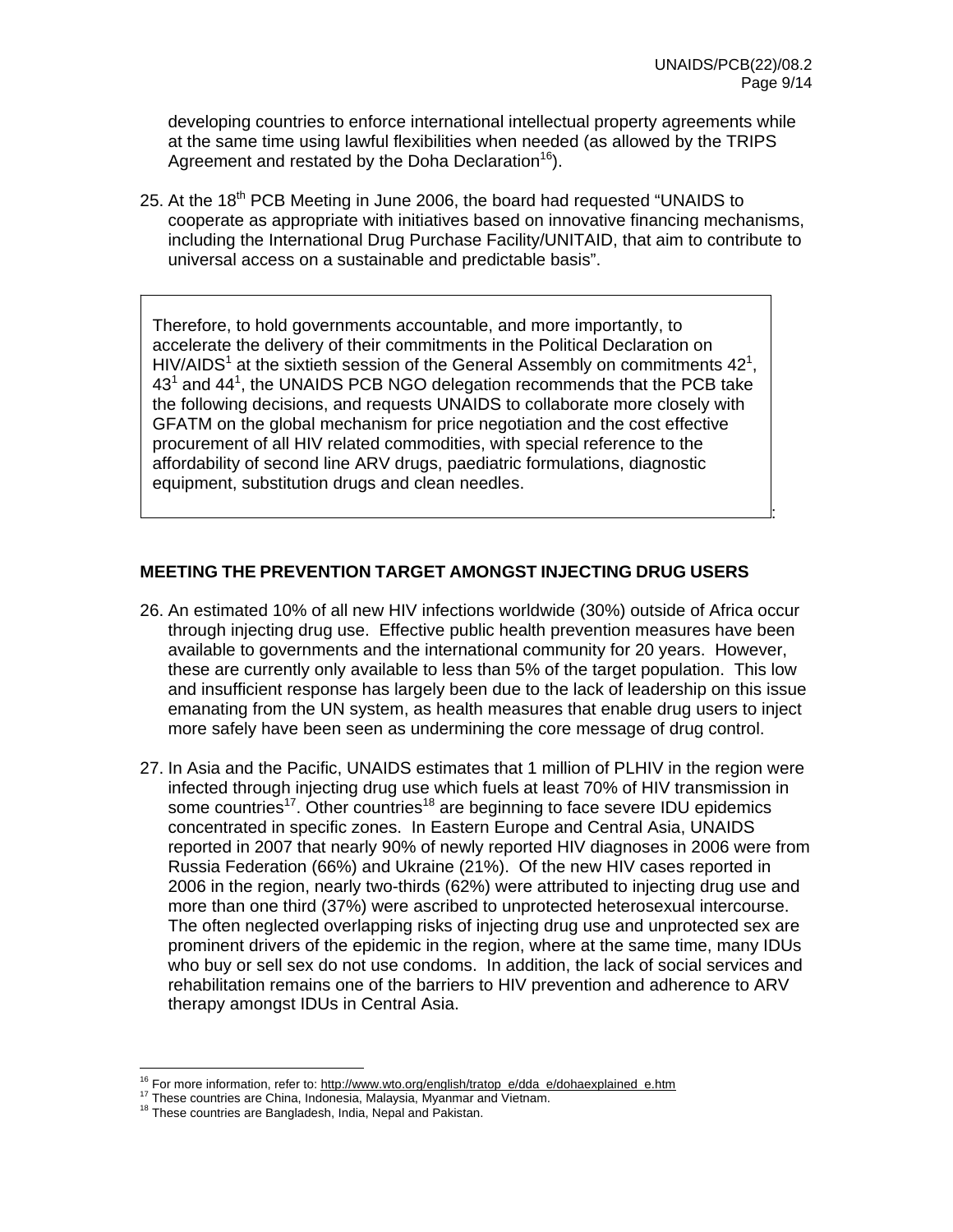developing countries to enforce international intellectual property agreements while at the same time using lawful flexibilities when needed (as allowed by the TRIPS Agreement and restated by the Doha Declaration[16]).

25. At the 18th PCB Meeting in June 2006, the board had requested "UNAIDS to cooperate as appropriate with initiatives based on innovative financing mechanisms, including the International Drug Purchase Facility/UNITAID, that aim to contribute to universal access on a sustainable and predictable basis".

> Therefore, to hold governments accountable, and more importantly, to accelerate the delivery of their commitments in the Political Declaration on HIV/AIDS[1] at the sixtieth session of the General Assembly on commitments 42[1], 43[1] and 44[1], the UNAIDS PCB NGO delegation recommends that the PCB take the following decisions, and requests UNAIDS to collaborate more closely with GFATM on the global mechanism for price negotiation and the cost effective procurement of all HIV related commodities, with special reference to the affordability of second line ARV drugs, paediatric formulations, diagnostic equipment, substitution drugs and clean needles.

## MEETING THE PREVENTION TARGET AMONGST INJECTING DRUG USERS

26. An estimated 10% of all new HIV infections worldwide (30%) outside of Africa occur through injecting drug use. Effective public health prevention measures have been available to governments and the international community for 20 years. However, these are currently only available to less than 5% of the target population. This low and insufficient response has largely been due to the lack of leadership on this issue emanating from the UN system, as health measures that enable drug users to inject more safely have been seen as undermining the core message of drug control.

27. In Asia and the Pacific, UNAIDS estimates that 1 million of PLHIV in the region were infected through injecting drug use which fuels at least 70% of HIV transmission in some countries[17]. Other countries[18] are beginning to face severe IDU epidemics concentrated in specific zones. In Eastern Europe and Central Asia, UNAIDS reported in 2007 that nearly 90% of newly reported HIV diagnoses in 2006 were from Russia Federation (66%) and Ukraine (21%). Of the new HIV cases reported in 2006 in the region, nearly two-thirds (62%) were attributed to injecting drug use and more than one third (37%) were ascribed to unprotected heterosexual intercourse. The often neglected overlapping risks of injecting drug use and unprotected sex are prominent drivers of the epidemic in the region, where at the same time, many IDUs who buy or sell sex do not use condoms. In addition, the lack of social services and rehabilitation remains one of the barriers to HIV prevention and adherence to ARV therapy amongst IDUs in Central Asia.

---

[16] For more information, refer to: http://www.wto.org/english/tratop_e/dda_e/dohaexplained_e.htm

[17] These countries are China, Indonesia, Malaysia, Myanmar and Vietnam.

[18] These countries are Bangladesh, India, Nepal and Pakistan.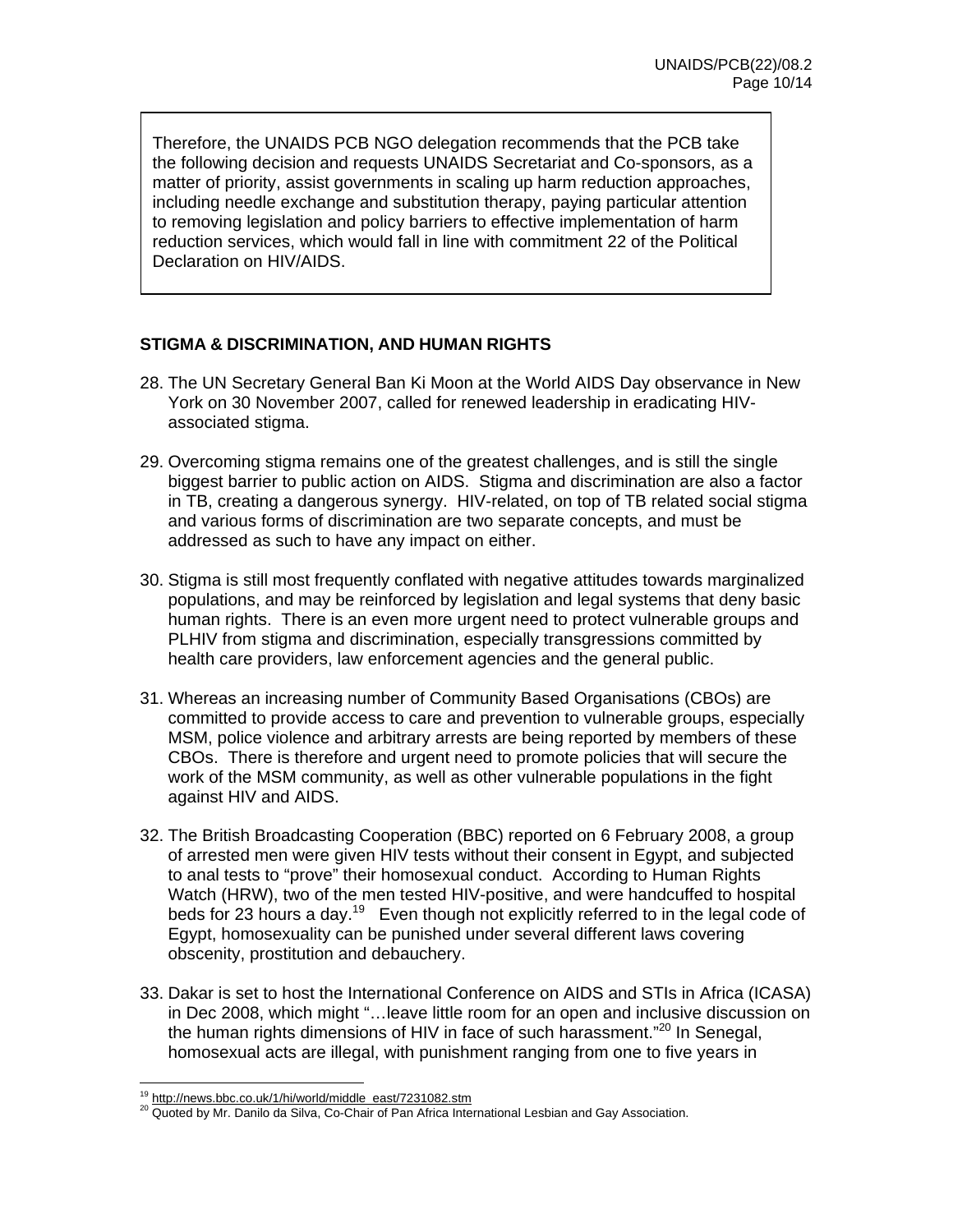Therefore, the UNAIDS PCB NGO delegation recommends that the PCB take the following decision and requests UNAIDS Secretariat and Co-sponsors, as a matter of priority, assist governments in scaling up harm reduction approaches, including needle exchange and substitution therapy, paying particular attention to removing legislation and policy barriers to effective implementation of harm reduction services, which would fall in line with commitment 22 of the Political Declaration on HIV/AIDS.

## STIGMA & DISCRIMINATION, AND HUMAN RIGHTS

28. The UN Secretary General Ban Ki Moon at the World AIDS Day observance in New York on 30 November 2007, called for renewed leadership in eradicating HIV-associated stigma.

29. Overcoming stigma remains one of the greatest challenges, and is still the single biggest barrier to public action on AIDS. Stigma and discrimination are also a factor in TB, creating a dangerous synergy. HIV-related, on top of TB related social stigma and various forms of discrimination are two separate concepts, and must be addressed as such to have any impact on either.

30. Stigma is still most frequently conflated with negative attitudes towards marginalized populations, and may be reinforced by legislation and legal systems that deny basic human rights. There is an even more urgent need to protect vulnerable groups and PLHIV from stigma and discrimination, especially transgressions committed by health care providers, law enforcement agencies and the general public.

31. Whereas an increasing number of Community Based Organisations (CBOs) are committed to provide access to care and prevention to vulnerable groups, especially MSM, police violence and arbitrary arrests are being reported by members of these CBOs. There is therefore and urgent need to promote policies that will secure the work of the MSM community, as well as other vulnerable populations in the fight against HIV and AIDS.

32. The British Broadcasting Cooperation (BBC) reported on 6 February 2008, a group of arrested men were given HIV tests without their consent in Egypt, and subjected to anal tests to "prove" their homosexual conduct. According to Human Rights Watch (HRW), two of the men tested HIV-positive, and were handcuffed to hospital beds for 23 hours a day.[19] Even though not explicitly referred to in the legal code of Egypt, homosexuality can be punished under several different laws covering obscenity, prostitution and debauchery.

33. Dakar is set to host the International Conference on AIDS and STIs in Africa (ICASA) in Dec 2008, which might "…leave little room for an open and inclusive discussion on the human rights dimensions of HIV in face of such harassment."[20] In Senegal, homosexual acts are illegal, with punishment ranging from one to five years in

---

[19] http://news.bbc.co.uk/1/hi/world/middle_east/7231082.stm

[20] Quoted by Mr. Danilo da Silva, Co-Chair of Pan Africa International Lesbian and Gay Association.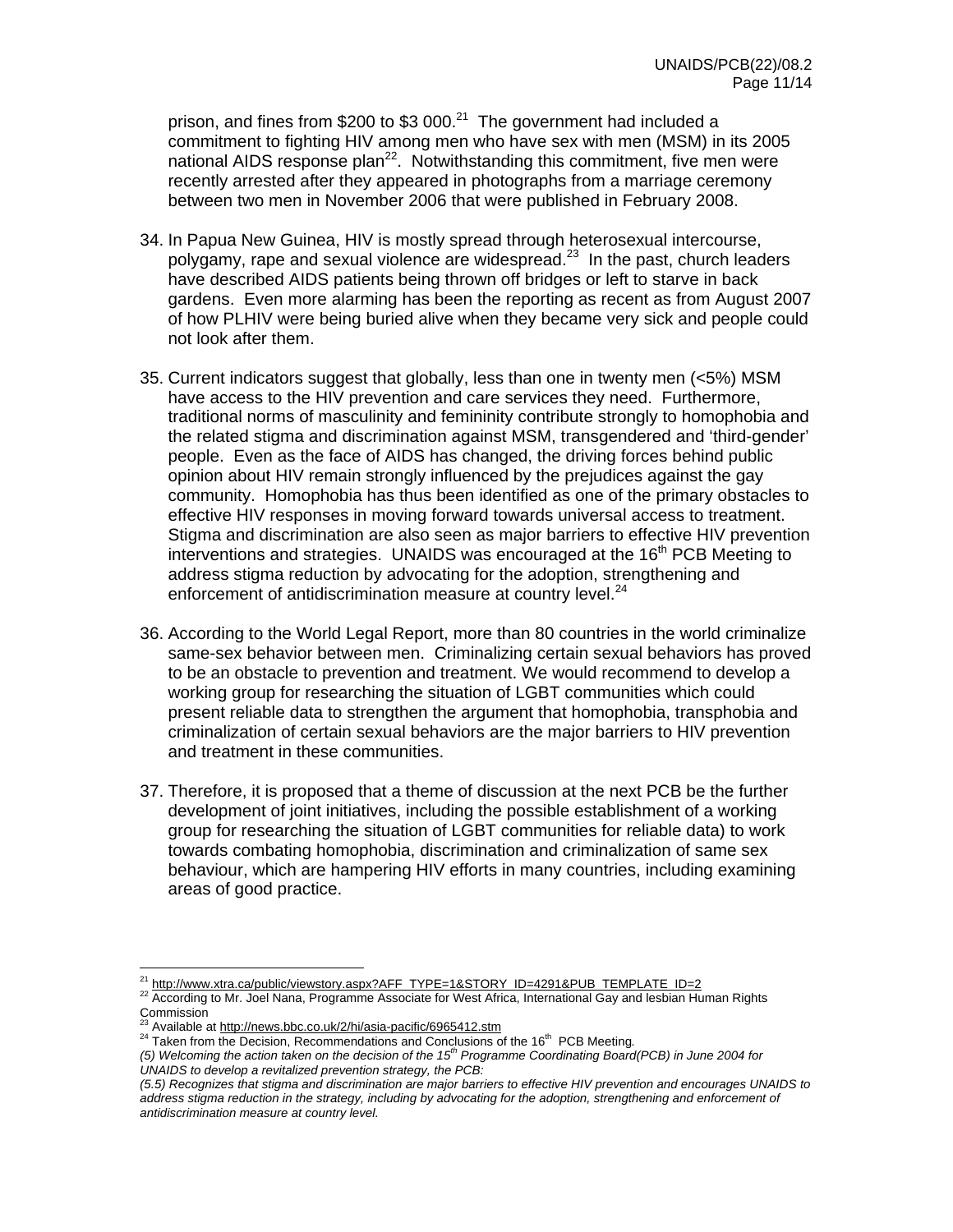prison, and fines from $200 to $3 000.[21] The government had included a commitment to fighting HIV among men who have sex with men (MSM) in its 2005 national AIDS response plan[22]. Notwithstanding this commitment, five men were recently arrested after they appeared in photographs from a marriage ceremony between two men in November 2006 that were published in February 2008.

34. In Papua New Guinea, HIV is mostly spread through heterosexual intercourse, polygamy, rape and sexual violence are widespread.[23] In the past, church leaders have described AIDS patients being thrown off bridges or left to starve in back gardens. Even more alarming has been the reporting as recent as from August 2007 of how PLHIV were being buried alive when they became very sick and people could not look after them.

35. Current indicators suggest that globally, less than one in twenty men (<5%) MSM have access to the HIV prevention and care services they need. Furthermore, traditional norms of masculinity and femininity contribute strongly to homophobia and the related stigma and discrimination against MSM, transgendered and 'third-gender' people. Even as the face of AIDS has changed, the driving forces behind public opinion about HIV remain strongly influenced by the prejudices against the gay community. Homophobia has thus been identified as one of the primary obstacles to effective HIV responses in moving forward towards universal access to treatment. Stigma and discrimination are also seen as major barriers to effective HIV prevention interventions and strategies. UNAIDS was encouraged at the 16th PCB Meeting to address stigma reduction by advocating for the adoption, strengthening and enforcement of antidiscrimination measure at country level.[24]

36. According to the World Legal Report, more than 80 countries in the world criminalize same-sex behavior between men. Criminalizing certain sexual behaviors has proved to be an obstacle to prevention and treatment. We would recommend to develop a working group for researching the situation of LGBT communities which could present reliable data to strengthen the argument that homophobia, transphobia and criminalization of certain sexual behaviors are the major barriers to HIV prevention and treatment in these communities.

37. Therefore, it is proposed that a theme of discussion at the next PCB be the further development of joint initiatives, including the possible establishment of a working group for researching the situation of LGBT communities for reliable data) to work towards combating homophobia, discrimination and criminalization of same sex behaviour, which are hampering HIV efforts in many countries, including examining areas of good practice.

---

[21] http://www.xtra.ca/public/viewstory.aspx?AFF_TYPE=1&STORY_ID=4291&PUB_TEMPLATE_ID=2

[22] According to Mr. Joel Nana, Programme Associate for West Africa, International Gay and lesbian Human Rights Commission

[23] Available at http://news.bbc.co.uk/2/hi/asia-pacific/6965412.stm

[24] Taken from the Decision, Recommendations and Conclusions of the 16th PCB Meeting.
*(5) Welcoming the action taken on the decision of the 15th Programme Coordinating Board(PCB) in June 2004 for UNAIDS to develop a revitalized prevention strategy, the PCB:*
*(5.5) Recognizes that stigma and discrimination are major barriers to effective HIV prevention and encourages UNAIDS to address stigma reduction in the strategy, including by advocating for the adoption, strengthening and enforcement of antidiscrimination measure at country level.*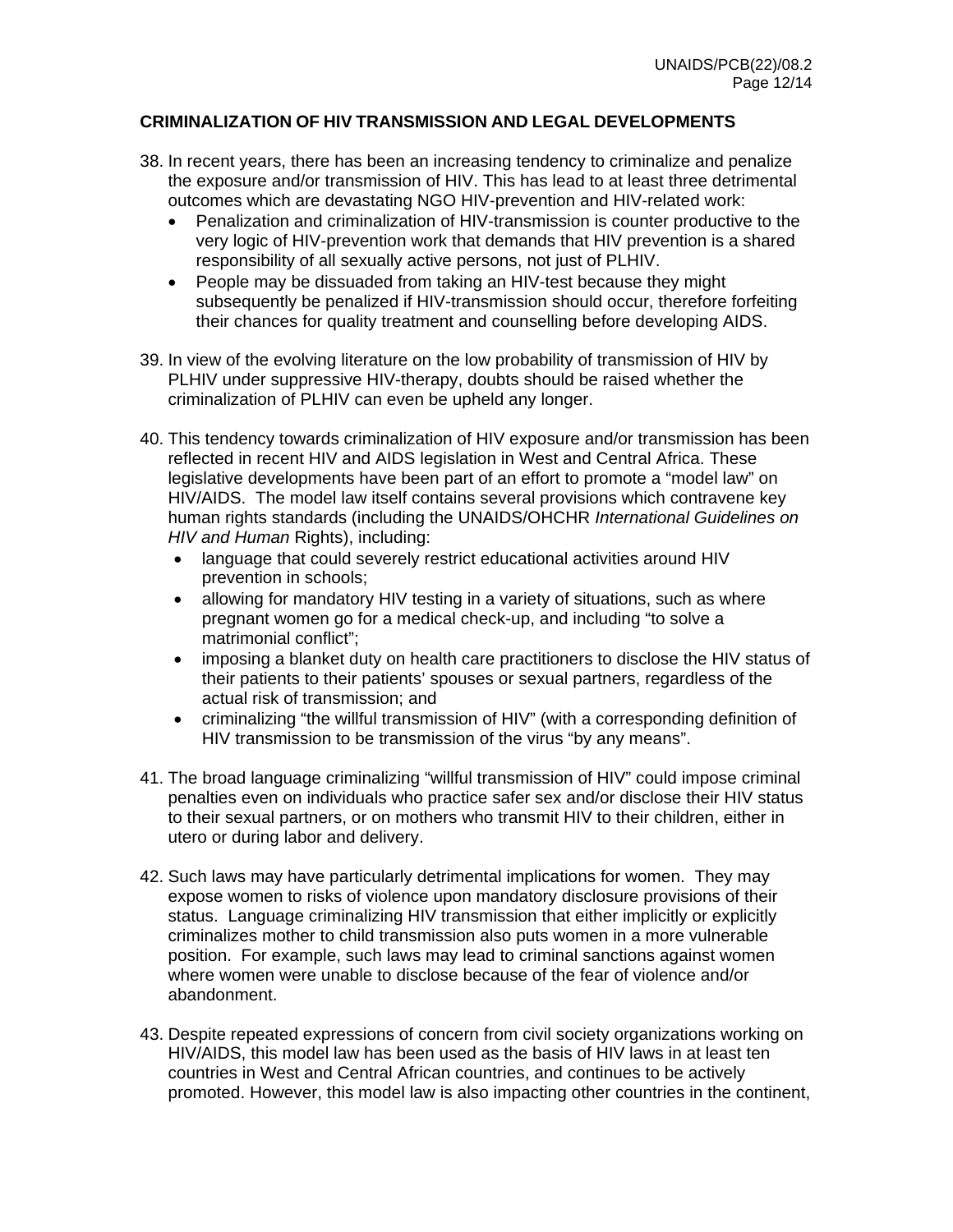## CRIMINALIZATION OF HIV TRANSMISSION AND LEGAL DEVELOPMENTS

38. In recent years, there has been an increasing tendency to criminalize and penalize the exposure and/or transmission of HIV. This has lead to at least three detrimental outcomes which are devastating NGO HIV-prevention and HIV-related work:
    - Penalization and criminalization of HIV-transmission is counter productive to the very logic of HIV-prevention work that demands that HIV prevention is a shared responsibility of all sexually active persons, not just of PLHIV.
    - People may be dissuaded from taking an HIV-test because they might subsequently be penalized if HIV-transmission should occur, therefore forfeiting their chances for quality treatment and counselling before developing AIDS.

39. In view of the evolving literature on the low probability of transmission of HIV by PLHIV under suppressive HIV-therapy, doubts should be raised whether the criminalization of PLHIV can even be upheld any longer.

40. This tendency towards criminalization of HIV exposure and/or transmission has been reflected in recent HIV and AIDS legislation in West and Central Africa. These legislative developments have been part of an effort to promote a "model law" on HIV/AIDS. The model law itself contains several provisions which contravene key human rights standards (including the UNAIDS/OHCHR *International Guidelines on HIV and Human* Rights), including:
    - language that could severely restrict educational activities around HIV prevention in schools;
    - allowing for mandatory HIV testing in a variety of situations, such as where pregnant women go for a medical check-up, and including "to solve a matrimonial conflict";
    - imposing a blanket duty on health care practitioners to disclose the HIV status of their patients to their patients' spouses or sexual partners, regardless of the actual risk of transmission; and
    - criminalizing "the willful transmission of HIV" (with a corresponding definition of HIV transmission to be transmission of the virus "by any means".

41. The broad language criminalizing "willful transmission of HIV" could impose criminal penalties even on individuals who practice safer sex and/or disclose their HIV status to their sexual partners, or on mothers who transmit HIV to their children, either in utero or during labor and delivery.

42. Such laws may have particularly detrimental implications for women. They may expose women to risks of violence upon mandatory disclosure provisions of their status. Language criminalizing HIV transmission that either implicitly or explicitly criminalizes mother to child transmission also puts women in a more vulnerable position. For example, such laws may lead to criminal sanctions against women where women were unable to disclose because of the fear of violence and/or abandonment.

43. Despite repeated expressions of concern from civil society organizations working on HIV/AIDS, this model law has been used as the basis of HIV laws in at least ten countries in West and Central African countries, and continues to be actively promoted. However, this model law is also impacting other countries in the continent,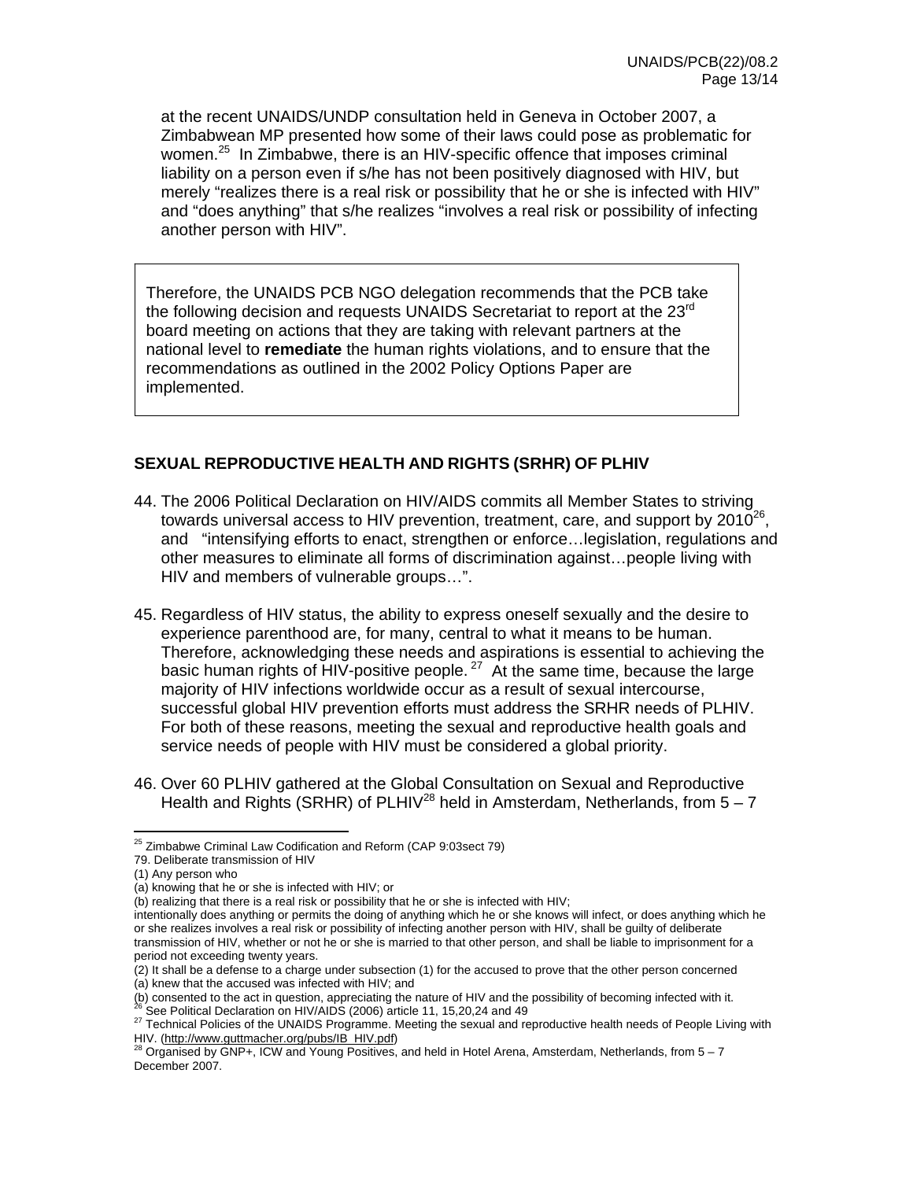at the recent UNAIDS/UNDP consultation held in Geneva in October 2007, a Zimbabwean MP presented how some of their laws could pose as problematic for women.[25] In Zimbabwe, there is an HIV-specific offence that imposes criminal liability on a person even if s/he has not been positively diagnosed with HIV, but merely "realizes there is a real risk or possibility that he or she is infected with HIV" and "does anything" that s/he realizes "involves a real risk or possibility of infecting another person with HIV".

Therefore, the UNAIDS PCB NGO delegation recommends that the PCB take the following decision and requests UNAIDS Secretariat to report at the 23rd board meeting on actions that they are taking with relevant partners at the national level to **remediate** the human rights violations, and to ensure that the recommendations as outlined in the 2002 Policy Options Paper are implemented.

## SEXUAL REPRODUCTIVE HEALTH AND RIGHTS (SRHR) OF PLHIV

44. The 2006 Political Declaration on HIV/AIDS commits all Member States to striving towards universal access to HIV prevention, treatment, care, and support by 2010[26], and "intensifying efforts to enact, strengthen or enforce…legislation, regulations and other measures to eliminate all forms of discrimination against…people living with HIV and members of vulnerable groups…".

45. Regardless of HIV status, the ability to express oneself sexually and the desire to experience parenthood are, for many, central to what it means to be human. Therefore, acknowledging these needs and aspirations is essential to achieving the basic human rights of HIV-positive people.[27] At the same time, because the large majority of HIV infections worldwide occur as a result of sexual intercourse, successful global HIV prevention efforts must address the SRHR needs of PLHIV. For both of these reasons, meeting the sexual and reproductive health goals and service needs of people with HIV must be considered a global priority.

46. Over 60 PLHIV gathered at the Global Consultation on Sexual and Reproductive Health and Rights (SRHR) of PLHIV[28] held in Amsterdam, Netherlands, from 5 – 7

---

[25] Zimbabwe Criminal Law Codification and Reform (CAP 9:03sect 79)
79. Deliberate transmission of HIV
(1) Any person who
(a) knowing that he or she is infected with HIV; or
(b) realizing that there is a real risk or possibility that he or she is infected with HIV;
intentionally does anything or permits the doing of anything which he or she knows will infect, or does anything which he or she realizes involves a real risk or possibility of infecting another person with HIV, shall be guilty of deliberate transmission of HIV, whether or not he or she is married to that other person, and shall be liable to imprisonment for a period not exceeding twenty years.
(2) It shall be a defense to a charge under subsection (1) for the accused to prove that the other person concerned
(a) knew that the accused was infected with HIV; and
(b) consented to the act in question, appreciating the nature of HIV and the possibility of becoming infected with it.

[26] See Political Declaration on HIV/AIDS (2006) article 11, 15,20,24 and 49

[27] Technical Policies of the UNAIDS Programme. Meeting the sexual and reproductive health needs of People Living with HIV. (http://www.guttmacher.org/pubs/IB_HIV.pdf)

[28] Organised by GNP+, ICW and Young Positives, and held in Hotel Arena, Amsterdam, Netherlands, from 5 – 7 December 2007.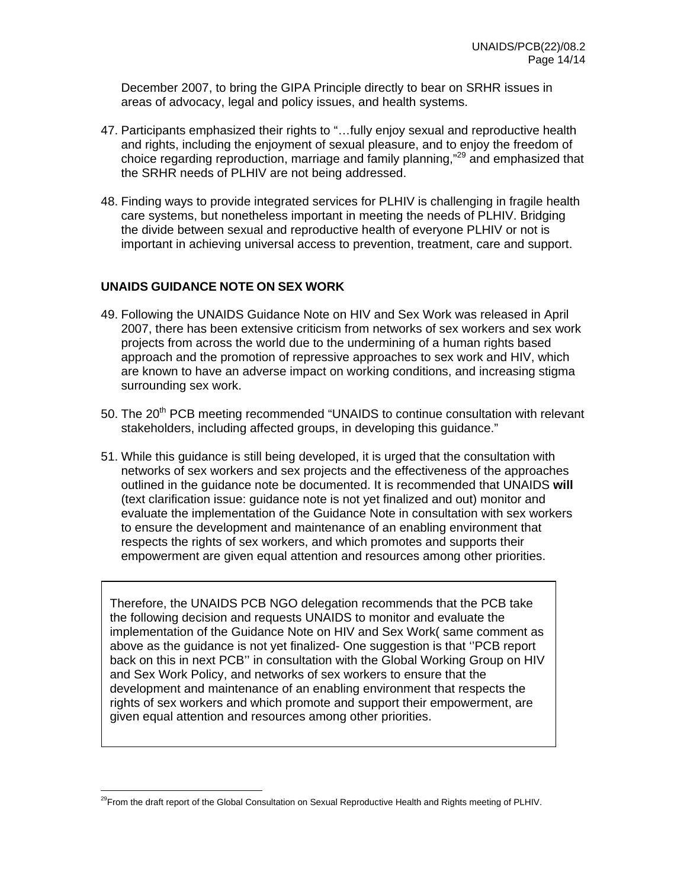December 2007, to bring the GIPA Principle directly to bear on SRHR issues in areas of advocacy, legal and policy issues, and health systems.

47. Participants emphasized their rights to "…fully enjoy sexual and reproductive health and rights, including the enjoyment of sexual pleasure, and to enjoy the freedom of choice regarding reproduction, marriage and family planning,"[29] and emphasized that the SRHR needs of PLHIV are not being addressed.

48. Finding ways to provide integrated services for PLHIV is challenging in fragile health care systems, but nonetheless important in meeting the needs of PLHIV. Bridging the divide between sexual and reproductive health of everyone PLHIV or not is important in achieving universal access to prevention, treatment, care and support.

## UNAIDS GUIDANCE NOTE ON SEX WORK

49. Following the UNAIDS Guidance Note on HIV and Sex Work was released in April 2007, there has been extensive criticism from networks of sex workers and sex work projects from across the world due to the undermining of a human rights based approach and the promotion of repressive approaches to sex work and HIV, which are known to have an adverse impact on working conditions, and increasing stigma surrounding sex work.

50. The 20th PCB meeting recommended "UNAIDS to continue consultation with relevant stakeholders, including affected groups, in developing this guidance."

51. While this guidance is still being developed, it is urged that the consultation with networks of sex workers and sex projects and the effectiveness of the approaches outlined in the guidance note be documented. It is recommended that UNAIDS **will** (text clarification issue: guidance note is not yet finalized and out) monitor and evaluate the implementation of the Guidance Note in consultation with sex workers to ensure the development and maintenance of an enabling environment that respects the rights of sex workers, and which promotes and supports their empowerment are given equal attention and resources among other priorities.

> Therefore, the UNAIDS PCB NGO delegation recommends that the PCB take the following decision and requests UNAIDS to monitor and evaluate the implementation of the Guidance Note on HIV and Sex Work( same comment as above as the guidance is not yet finalized- One suggestion is that ''PCB report back on this in next PCB'' in consultation with the Global Working Group on HIV and Sex Work Policy, and networks of sex workers to ensure that the development and maintenance of an enabling environment that respects the rights of sex workers and which promote and support their empowerment, are given equal attention and resources among other priorities.

---

[29]From the draft report of the Global Consultation on Sexual Reproductive Health and Rights meeting of PLHIV.